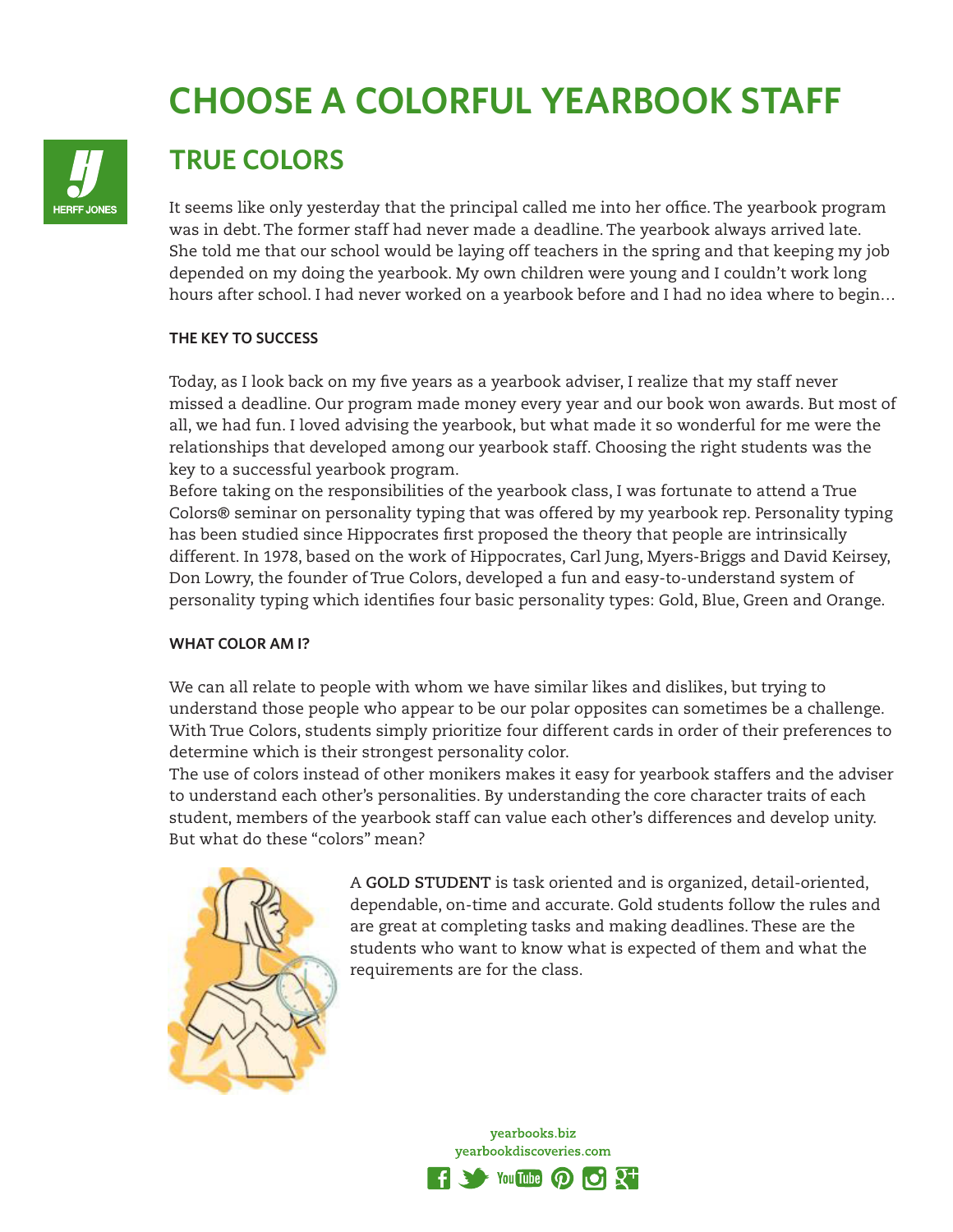# CHOOSE A COLORFUL YEARBOOK STAFF

## TRUE COLORS

It seems like only yesterday that the principal called me into her office. The yearbook program was in debt. The former staff had never made a deadline. The yearbook always arrived late. She told me that our school would be laying off teachers in the spring and that keeping my job depended on my doing the yearbook. My own children were young and I couldn't work long hours after school. I had never worked on a yearbook before and I had no idea where to begin…

### THE KEY TO SUCCESS

Today, as I look back on my five years as a yearbook adviser, I realize that my staff never missed a deadline. Our program made money every year and our book won awards. But most of all, we had fun. I loved advising the yearbook, but what made it so wonderful for me were the relationships that developed among our yearbook staff. Choosing the right students was the key to a successful yearbook program.

Before taking on the responsibilities of the yearbook class, I was fortunate to attend a True Colors® seminar on personality typing that was offered by my yearbook rep. Personality typing has been studied since Hippocrates first proposed the theory that people are intrinsically different. In 1978, based on the work of Hippocrates, Carl Jung, Myers-Briggs and David Keirsey, Don Lowry, the founder of True Colors, developed a fun and easy-to-understand system of personality typing which identifies four basic personality types: Gold, Blue, Green and Orange.

### WHAT COLOR AM I?

We can all relate to people with whom we have similar likes and dislikes, but trying to understand those people who appear to be our polar opposites can sometimes be a challenge. With True Colors, students simply prioritize four different cards in order of their preferences to determine which is their strongest personality color.

The use of colors instead of other monikers makes it easy for yearbook staffers and the adviser to understand each other's personalities. By understanding the core character traits of each student, members of the yearbook staff can value each other's differences and develop unity. But what do these "colors" mean?

A **GOLD STUDENT** is task oriented and is organized, detail-oriented, dependable, on-time and accurate. Gold students follow the rules and are great at completing tasks and making deadlines. These are the students who want to know what is expected of them and what the requirements are for the class.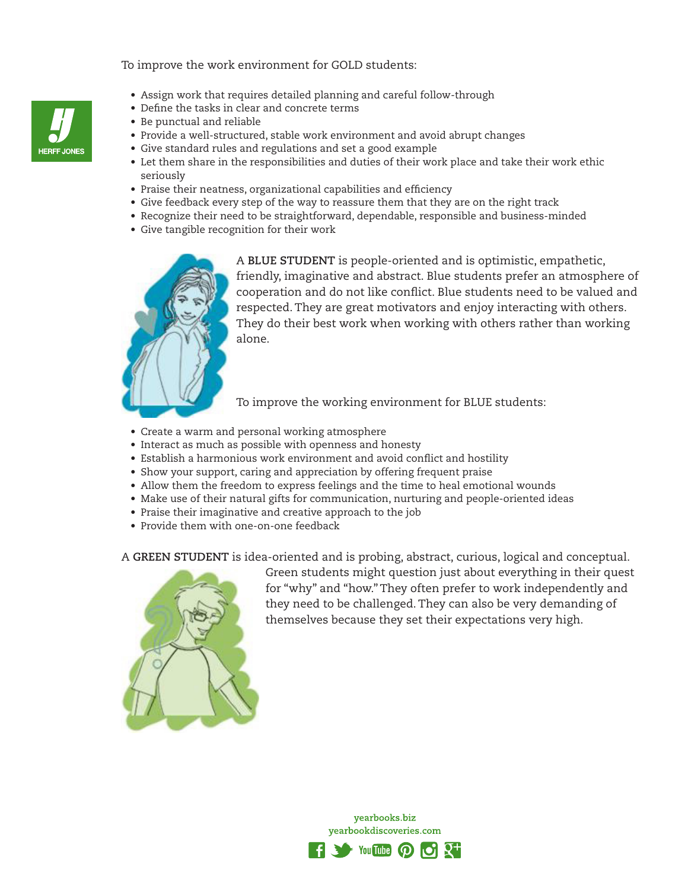To improve the work environment for GOLD students:

- Assign work that requires detailed planning and careful follow-through
- Define the tasks in clear and concrete terms
- Be punctual and reliable
- Provide a well-structured, stable work environment and avoid abrupt changes
- Give standard rules and regulations and set a good example
- Let them share in the responsibilities and duties of their work place and take their work ethic seriously
- Praise their neatness, organizational capabilities and efficiency
- Give feedback every step of the way to reassure them that they are on the right track
- Recognize their need to be straightforward, dependable, responsible and business-minded
- Give tangible recognition for their work

A **BLUE STUDENT** is people-oriented and is optimistic, empathetic, friendly, imaginative and abstract. Blue students prefer an atmosphere of cooperation and do not like conflict. Blue students need to be valued and respected. They are great motivators and enjoy interacting with others. They do their best work when working with others rather than working alone.

To improve the working environment for BLUE students:

- Create a warm and personal working atmosphere
- Interact as much as possible with openness and honesty
- Establish a harmonious work environment and avoid conflict and hostility
- Show your support, caring and appreciation by offering frequent praise
- Allow them the freedom to express feelings and the time to heal emotional wounds
- Make use of their natural gifts for communication, nurturing and people-oriented ideas
- Praise their imaginative and creative approach to the job
- Provide them with one-on-one feedback

A **GREEN STUDENT** is idea-oriented and is probing, abstract, curious, logical and conceptual. Green students might question just about everything in their quest for "why" and "how." They often prefer to work independently and they need to be challenged. They can also be very demanding of themselves because they set their expectations very high.

yearbooks.biz
yearbookdiscoveries.com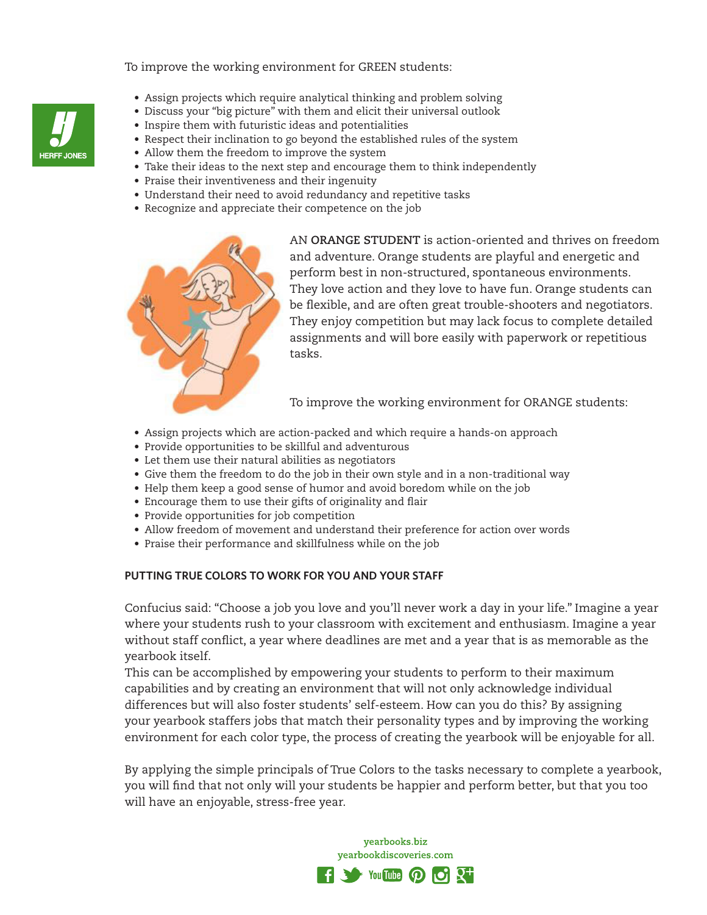To improve the working environment for GREEN students:

- Assign projects which require analytical thinking and problem solving
- Discuss your "big picture" with them and elicit their universal outlook
- Inspire them with futuristic ideas and potentialities
- Respect their inclination to go beyond the established rules of the system
- Allow them the freedom to improve the system
- Take their ideas to the next step and encourage them to think independently
- Praise their inventiveness and their ingenuity
- Understand their need to avoid redundancy and repetitive tasks
- Recognize and appreciate their competence on the job

AN **ORANGE STUDENT** is action-oriented and thrives on freedom and adventure. Orange students are playful and energetic and perform best in non-structured, spontaneous environments. They love action and they love to have fun. Orange students can be flexible, and are often great trouble-shooters and negotiators. They enjoy competition but may lack focus to complete detailed assignments and will bore easily with paperwork or repetitious tasks.

To improve the working environment for ORANGE students:

- Assign projects which are action-packed and which require a hands-on approach
- Provide opportunities to be skillful and adventurous
- Let them use their natural abilities as negotiators
- Give them the freedom to do the job in their own style and in a non-traditional way
- Help them keep a good sense of humor and avoid boredom while on the job
- Encourage them to use their gifts of originality and flair
- Provide opportunities for job competition
- Allow freedom of movement and understand their preference for action over words
- Praise their performance and skillfulness while on the job

**PUTTING TRUE COLORS TO WORK FOR YOU AND YOUR STAFF**

Confucius said: "Choose a job you love and you'll never work a day in your life." Imagine a year where your students rush to your classroom with excitement and enthusiasm. Imagine a year without staff conflict, a year where deadlines are met and a year that is as memorable as the yearbook itself.

This can be accomplished by empowering your students to perform to their maximum capabilities and by creating an environment that will not only acknowledge individual differences but will also foster students' self-esteem. How can you do this? By assigning your yearbook staffers jobs that match their personality types and by improving the working environment for each color type, the process of creating the yearbook will be enjoyable for all.

By applying the simple principals of True Colors to the tasks necessary to complete a yearbook, you will find that not only will your students be happier and perform better, but that you too will have an enjoyable, stress-free year.

yearbooks.biz
yearbookdiscoveries.com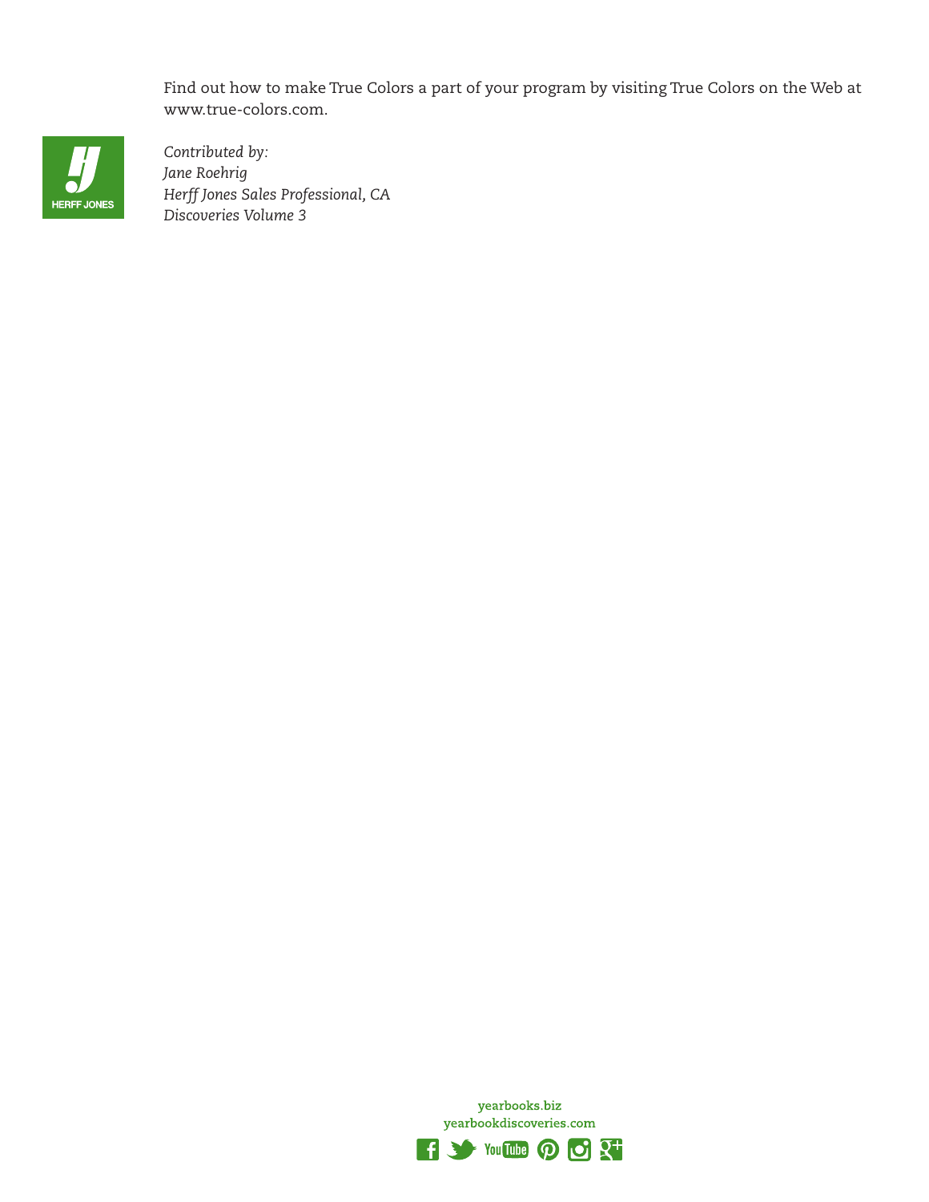Find out how to make True Colors a part of your program by visiting True Colors on the Web at www.true-colors.com.

*Contributed by:*
*Jane Roehrig*
*Herff Jones Sales Professional, CA*
*Discoveries Volume 3*

yearbooks.biz
yearbookdiscoveries.com